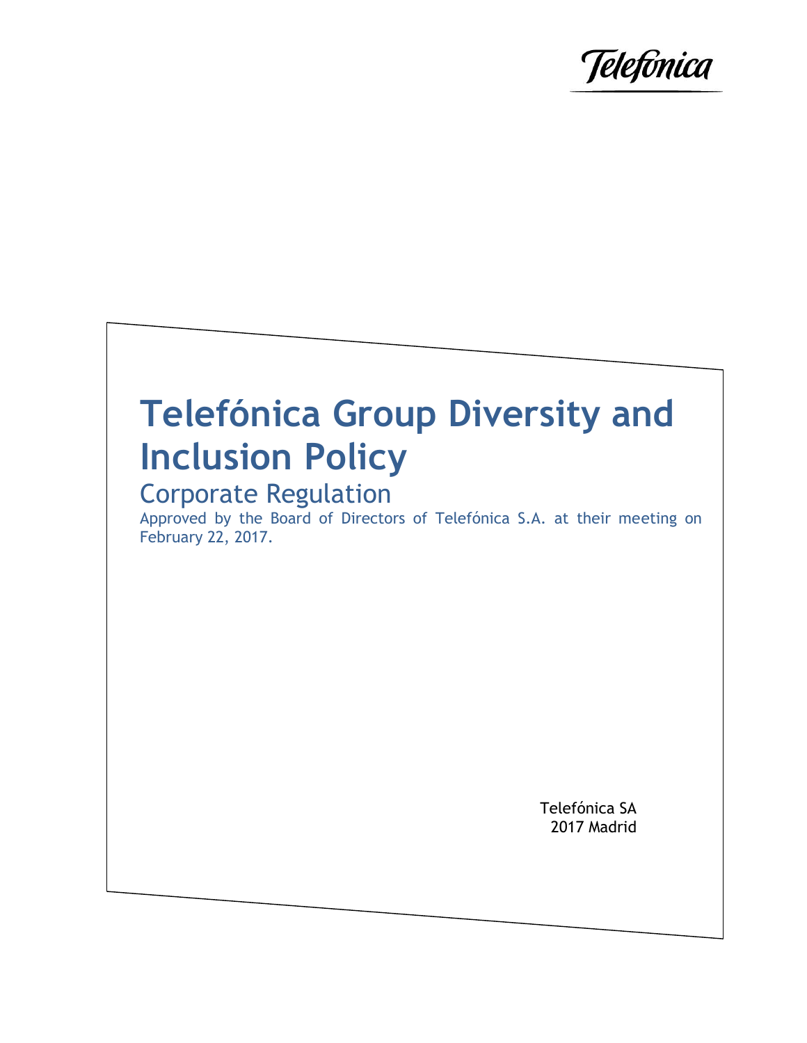Telefónica

# Telefónica Group Diversity and Inclusion Policy

## Corporate Regulation

Approved by the Board of Directors of Telefónica S.A. at their meeting on February 22, 2017.

Telefónica SA
2017 Madrid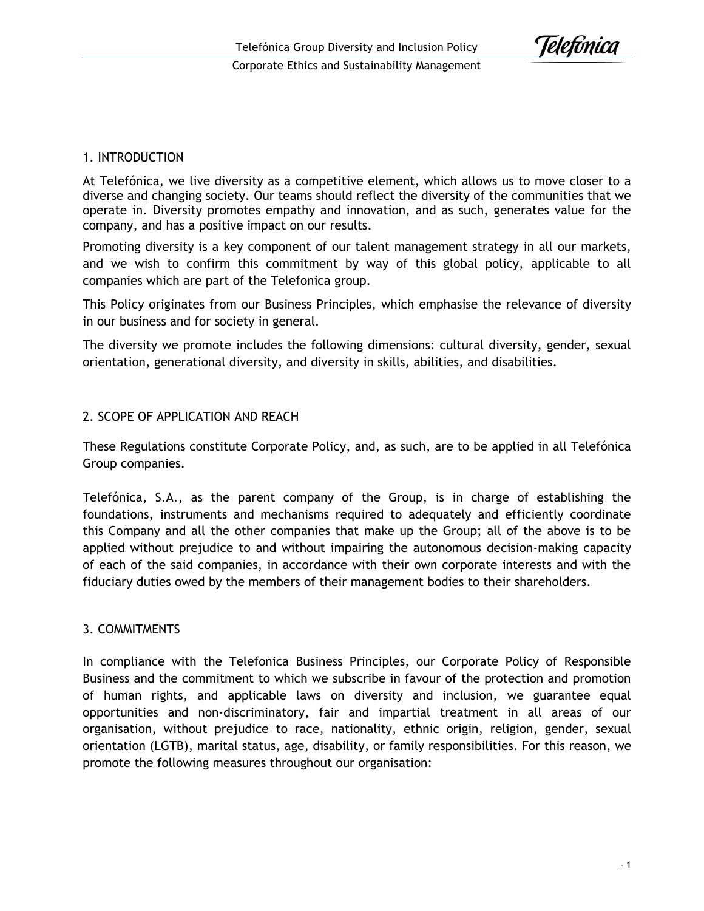## 1. INTRODUCTION

At Telefónica, we live diversity as a competitive element, which allows us to move closer to a diverse and changing society. Our teams should reflect the diversity of the communities that we operate in. Diversity promotes empathy and innovation, and as such, generates value for the company, and has a positive impact on our results.

Promoting diversity is a key component of our talent management strategy in all our markets, and we wish to confirm this commitment by way of this global policy, applicable to all companies which are part of the Telefonica group.

This Policy originates from our Business Principles, which emphasise the relevance of diversity in our business and for society in general.

The diversity we promote includes the following dimensions: cultural diversity, gender, sexual orientation, generational diversity, and diversity in skills, abilities, and disabilities.

## 2. SCOPE OF APPLICATION AND REACH

These Regulations constitute Corporate Policy, and, as such, are to be applied in all Telefónica Group companies.

Telefónica, S.A., as the parent company of the Group, is in charge of establishing the foundations, instruments and mechanisms required to adequately and efficiently coordinate this Company and all the other companies that make up the Group; all of the above is to be applied without prejudice to and without impairing the autonomous decision-making capacity of each of the said companies, in accordance with their own corporate interests and with the fiduciary duties owed by the members of their management bodies to their shareholders.

## 3. COMMITMENTS

In compliance with the Telefonica Business Principles, our Corporate Policy of Responsible Business and the commitment to which we subscribe in favour of the protection and promotion of human rights, and applicable laws on diversity and inclusion, we guarantee equal opportunities and non-discriminatory, fair and impartial treatment in all areas of our organisation, without prejudice to race, nationality, ethnic origin, religion, gender, sexual orientation (LGTB), marital status, age, disability, or family responsibilities. For this reason, we promote the following measures throughout our organisation: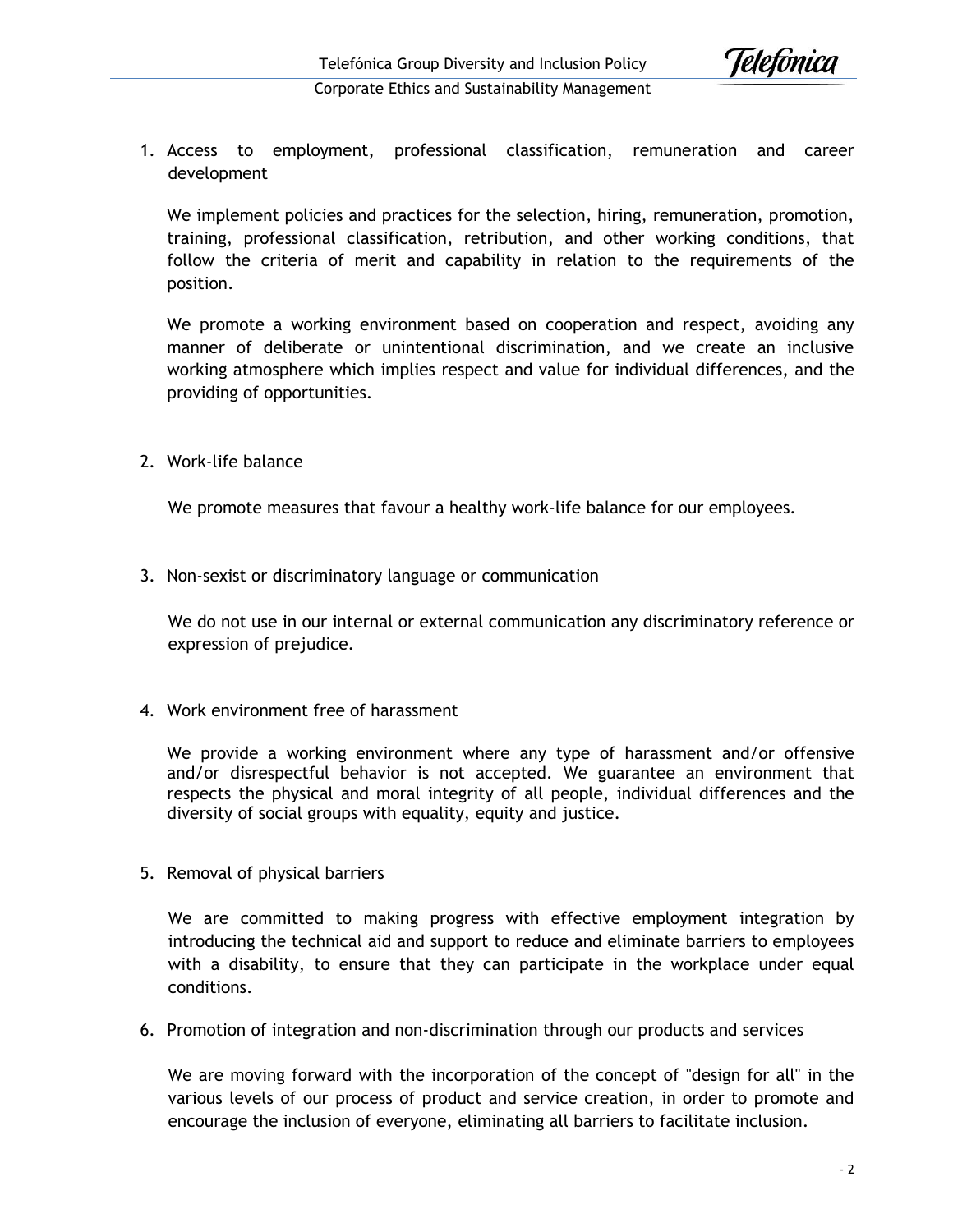1. Access to employment, professional classification, remuneration and career development

   We implement policies and practices for the selection, hiring, remuneration, promotion, training, professional classification, retribution, and other working conditions, that follow the criteria of merit and capability in relation to the requirements of the position.

   We promote a working environment based on cooperation and respect, avoiding any manner of deliberate or unintentional discrimination, and we create an inclusive working atmosphere which implies respect and value for individual differences, and the providing of opportunities.

2. Work-life balance

   We promote measures that favour a healthy work-life balance for our employees.

3. Non-sexist or discriminatory language or communication

   We do not use in our internal or external communication any discriminatory reference or expression of prejudice.

4. Work environment free of harassment

   We provide a working environment where any type of harassment and/or offensive and/or disrespectful behavior is not accepted. We guarantee an environment that respects the physical and moral integrity of all people, individual differences and the diversity of social groups with equality, equity and justice.

5. Removal of physical barriers

   We are committed to making progress with effective employment integration by introducing the technical aid and support to reduce and eliminate barriers to employees with a disability, to ensure that they can participate in the workplace under equal conditions.

6. Promotion of integration and non-discrimination through our products and services

   We are moving forward with the incorporation of the concept of "design for all" in the various levels of our process of product and service creation, in order to promote and encourage the inclusion of everyone, eliminating all barriers to facilitate inclusion.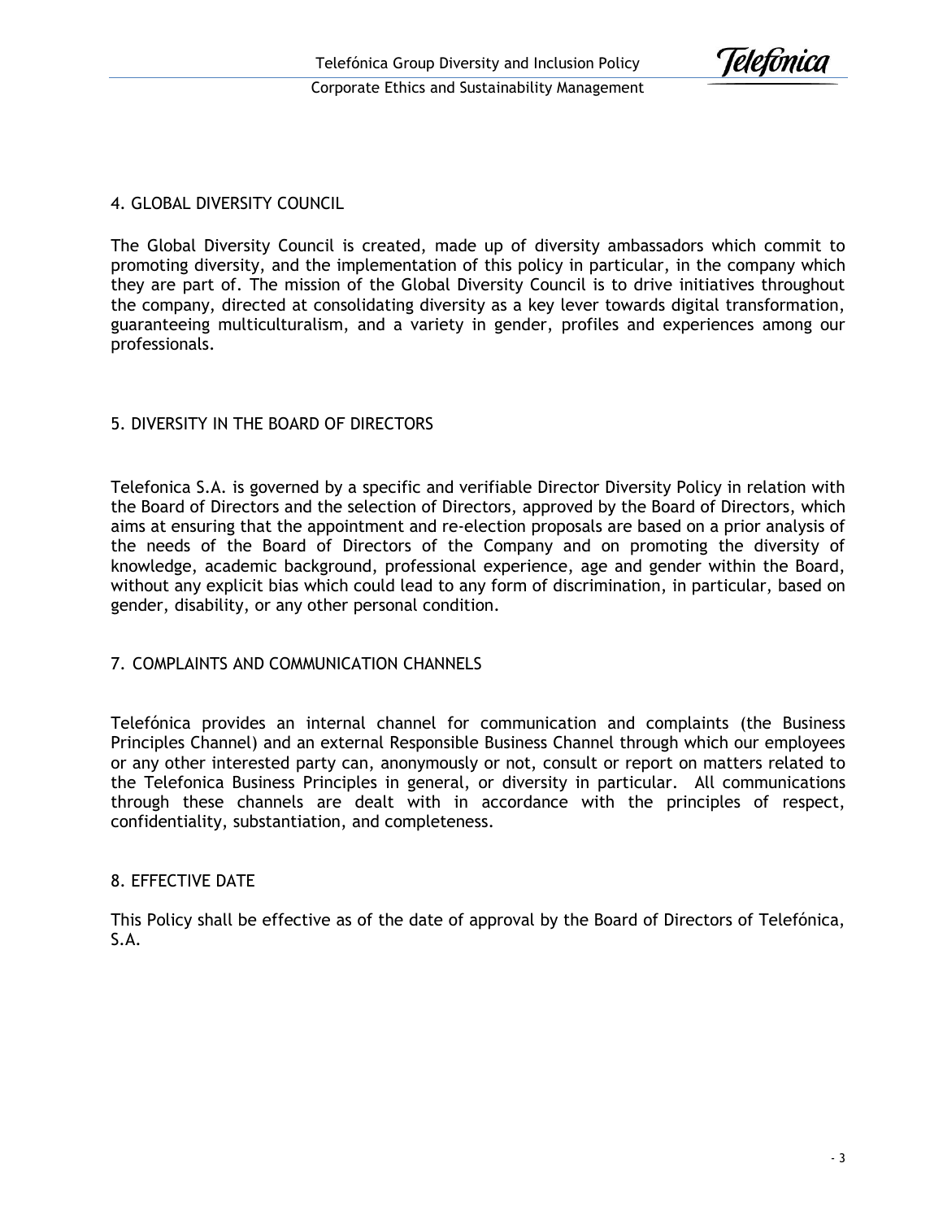## 4. GLOBAL DIVERSITY COUNCIL

The Global Diversity Council is created, made up of diversity ambassadors which commit to promoting diversity, and the implementation of this policy in particular, in the company which they are part of. The mission of the Global Diversity Council is to drive initiatives throughout the company, directed at consolidating diversity as a key lever towards digital transformation, guaranteeing multiculturalism, and a variety in gender, profiles and experiences among our professionals.

## 5. DIVERSITY IN THE BOARD OF DIRECTORS

Telefonica S.A. is governed by a specific and verifiable Director Diversity Policy in relation with the Board of Directors and the selection of Directors, approved by the Board of Directors, which aims at ensuring that the appointment and re-election proposals are based on a prior analysis of the needs of the Board of Directors of the Company and on promoting the diversity of knowledge, academic background, professional experience, age and gender within the Board, without any explicit bias which could lead to any form of discrimination, in particular, based on gender, disability, or any other personal condition.

## 7. COMPLAINTS AND COMMUNICATION CHANNELS

Telefónica provides an internal channel for communication and complaints (the Business Principles Channel) and an external Responsible Business Channel through which our employees or any other interested party can, anonymously or not, consult or report on matters related to the Telefonica Business Principles in general, or diversity in particular. All communications through these channels are dealt with in accordance with the principles of respect, confidentiality, substantiation, and completeness.

## 8. EFFECTIVE DATE

This Policy shall be effective as of the date of approval by the Board of Directors of Telefónica, S.A.